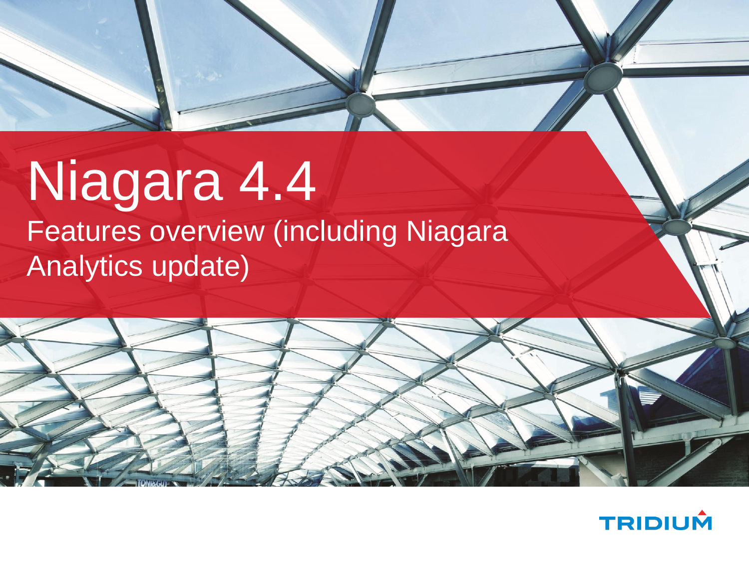# Niagara 4.4

## Features overview (including Niagara Analytics update)

TRIDIUM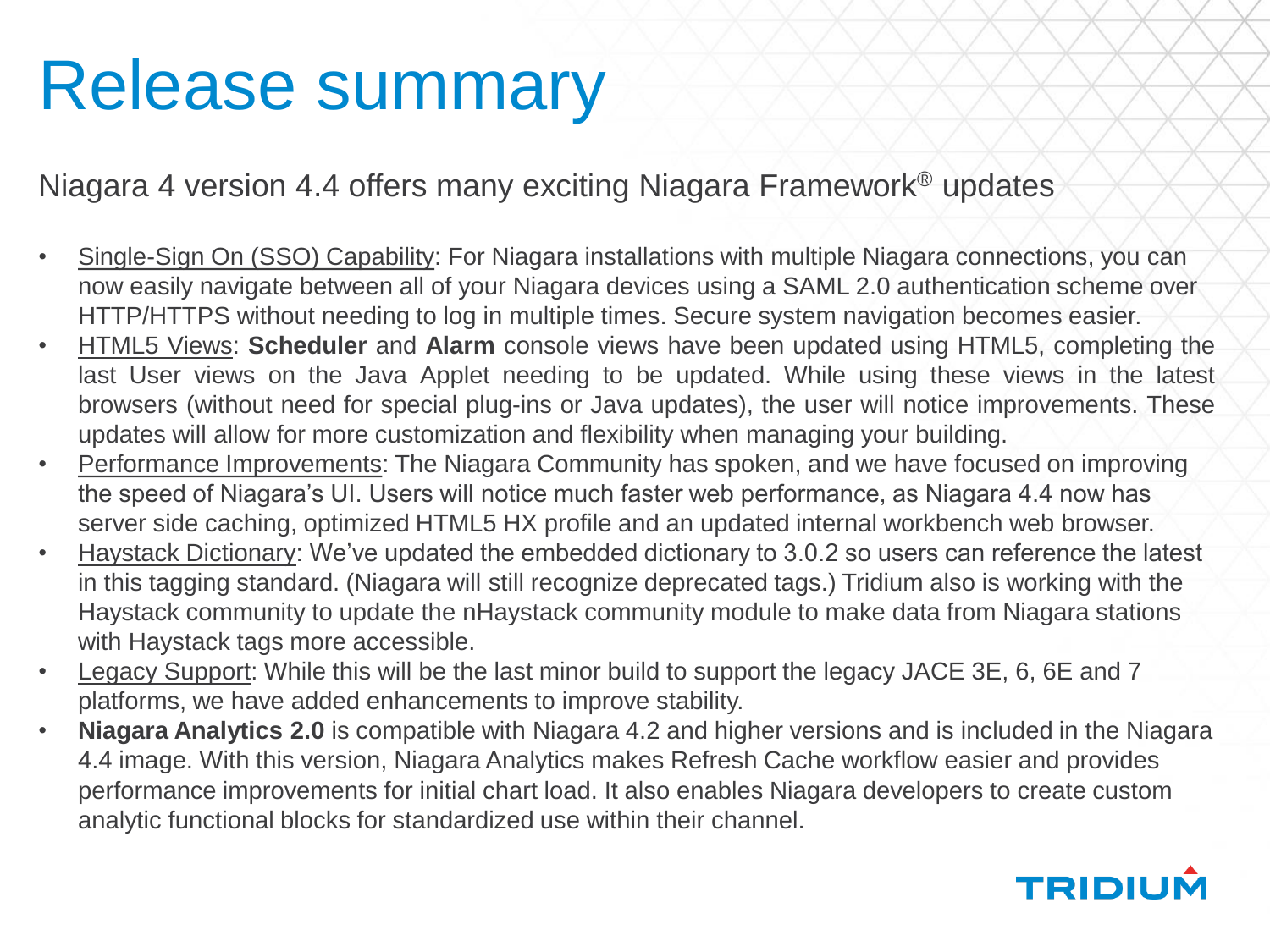# Release summary

Niagara 4 version 4.4 offers many exciting Niagara Framework® updates

- Single-Sign On (SSO) Capability: For Niagara installations with multiple Niagara connections, you can now easily navigate between all of your Niagara devices using a SAML 2.0 authentication scheme over HTTP/HTTPS without needing to log in multiple times. Secure system navigation becomes easier.
- HTML5 Views: **Scheduler** and **Alarm** console views have been updated using HTML5, completing the last User views on the Java Applet needing to be updated. While using these views in the latest browsers (without need for special plug-ins or Java updates), the user will notice improvements. These updates will allow for more customization and flexibility when managing your building.
- Performance Improvements: The Niagara Community has spoken, and we have focused on improving the speed of Niagara's UI. Users will notice much faster web performance, as Niagara 4.4 now has server side caching, optimized HTML5 HX profile and an updated internal workbench web browser.
- Haystack Dictionary: We've updated the embedded dictionary to 3.0.2 so users can reference the latest in this tagging standard. (Niagara will still recognize deprecated tags.) Tridium also is working with the Haystack community to update the nHaystack community module to make data from Niagara stations with Haystack tags more accessible.
- Legacy Support: While this will be the last minor build to support the legacy JACE 3E, 6, 6E and 7 platforms, we have added enhancements to improve stability.
- **Niagara Analytics 2.0** is compatible with Niagara 4.2 and higher versions and is included in the Niagara 4.4 image. With this version, Niagara Analytics makes Refresh Cache workflow easier and provides performance improvements for initial chart load. It also enables Niagara developers to create custom analytic functional blocks for standardized use within their channel.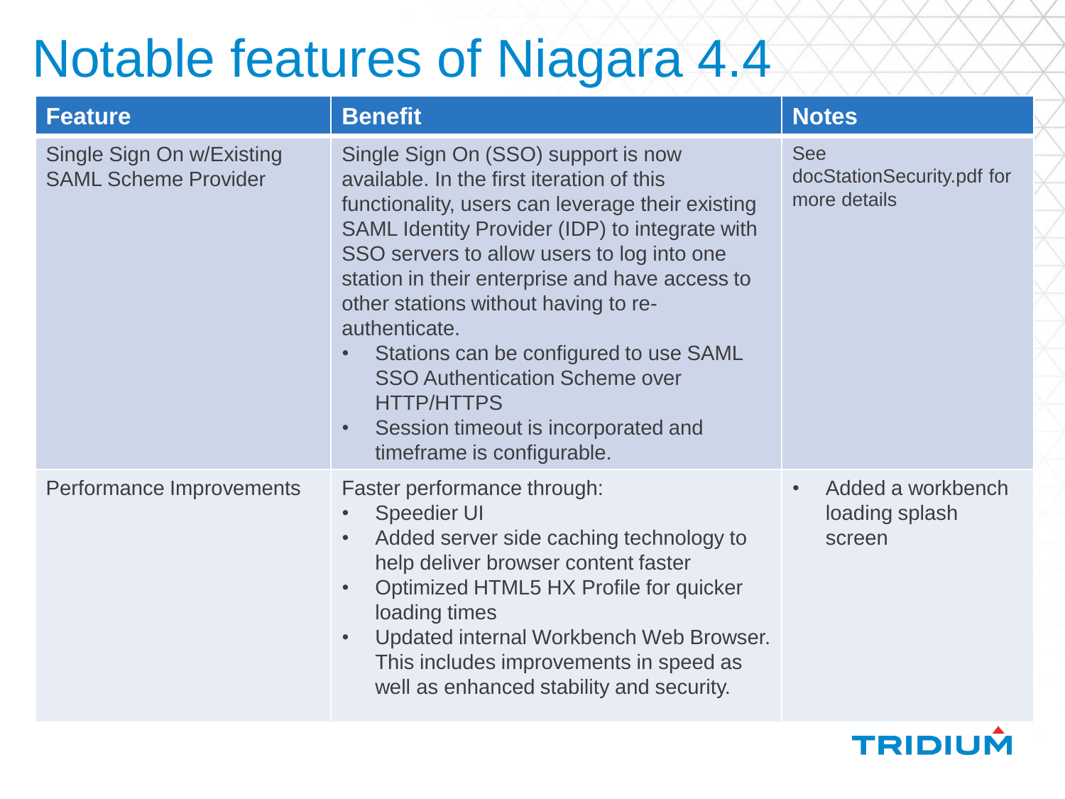# Notable features of Niagara 4.4

| Feature | Benefit | Notes |
| --- | --- | --- |
| Single Sign On w/Existing SAML Scheme Provider | Single Sign On (SSO) support is now available. In the first iteration of this functionality, users can leverage their existing SAML Identity Provider (IDP) to integrate with SSO servers to allow users to log into one station in their enterprise and have access to other stations without having to re-authenticate.<br>• Stations can be configured to use SAML SSO Authentication Scheme over HTTP/HTTPS<br>• Session timeout is incorporated and timeframe is configurable. | See docStationSecurity.pdf for more details |
| Performance Improvements | Faster performance through:<br>• Speedier UI<br>• Added server side caching technology to help deliver browser content faster<br>• Optimized HTML5 HX Profile for quicker loading times<br>• Updated internal Workbench Web Browser. This includes improvements in speed as well as enhanced stability and security. | • Added a workbench loading splash screen |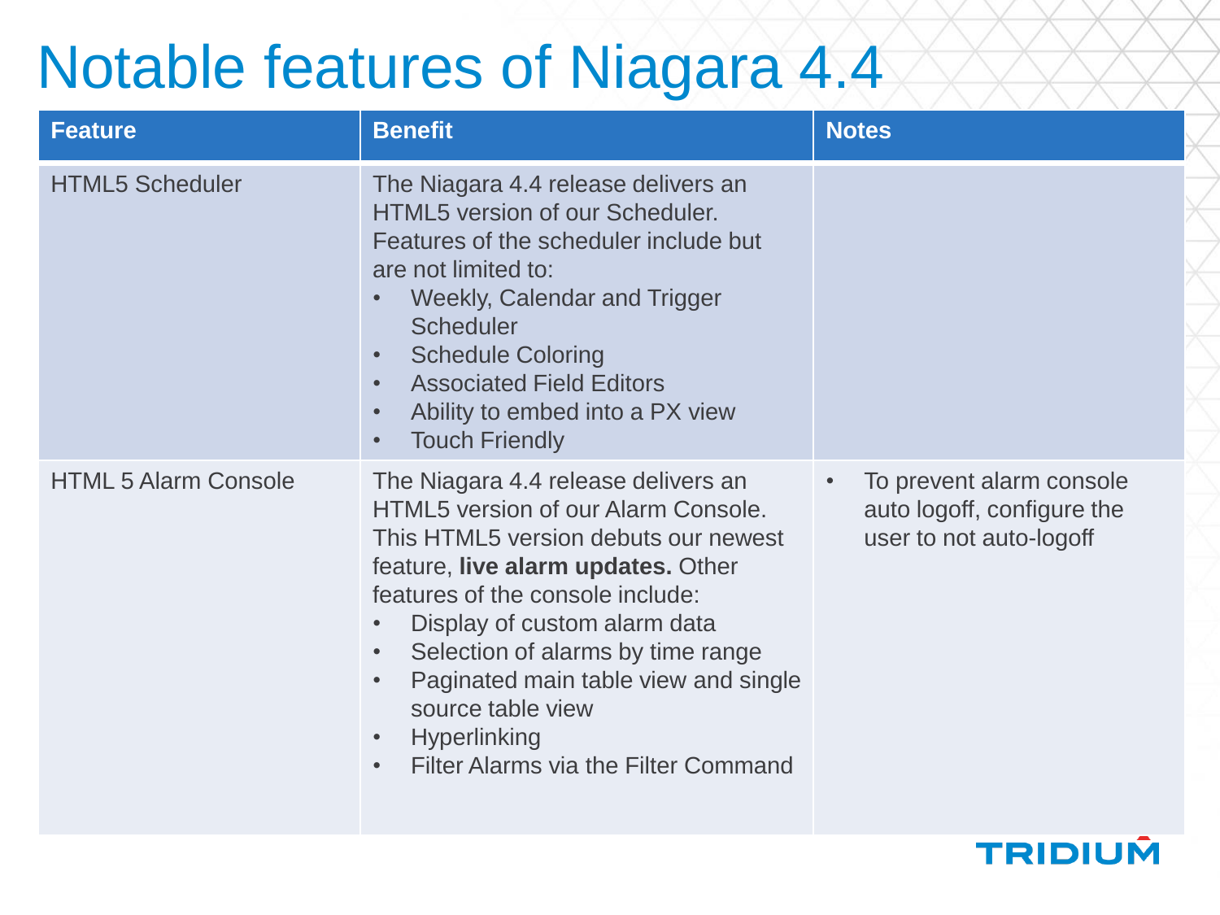# Notable features of Niagara 4.4

| Feature | Benefit | Notes |
|---|---|---|
| HTML5 Scheduler | The Niagara 4.4 release delivers an HTML5 version of our Scheduler. Features of the scheduler include but are not limited to:<br>• Weekly, Calendar and Trigger Scheduler<br>• Schedule Coloring<br>• Associated Field Editors<br>• Ability to embed into a PX view<br>• Touch Friendly | |
| HTML 5 Alarm Console | The Niagara 4.4 release delivers an HTML5 version of our Alarm Console. This HTML5 version debuts our newest feature, **live alarm updates.** Other features of the console include:<br>• Display of custom alarm data<br>• Selection of alarms by time range<br>• Paginated main table view and single source table view<br>• Hyperlinking<br>• Filter Alarms via the Filter Command | • To prevent alarm console auto logoff, configure the user to not auto-logoff |

TRIDIUM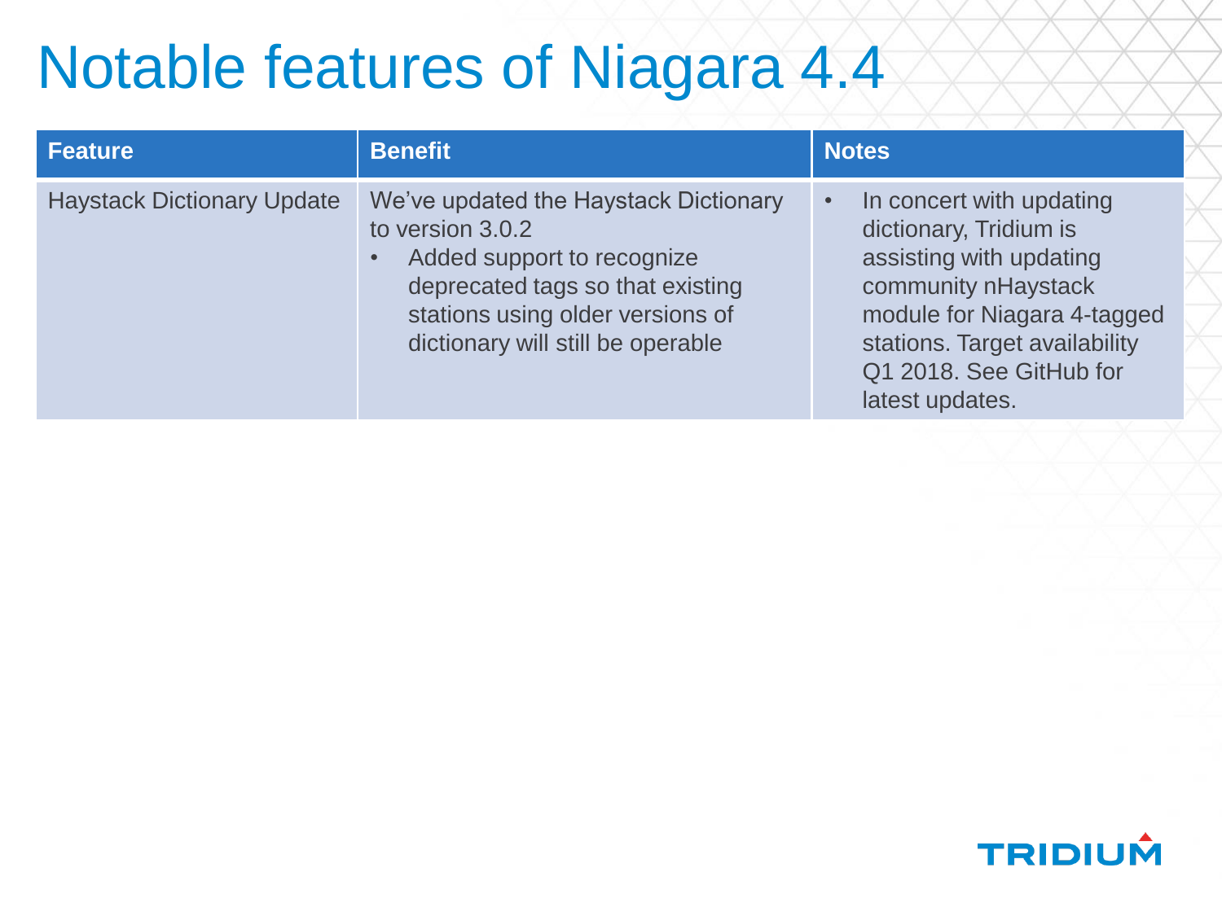# Notable features of Niagara 4.4

| Feature | Benefit | Notes |
| --- | --- | --- |
| Haystack Dictionary Update | We've updated the Haystack Dictionary to version 3.0.2<br>• Added support to recognize deprecated tags so that existing stations using older versions of dictionary will still be operable | • In concert with updating dictionary, Tridium is assisting with updating community nHaystack module for Niagara 4-tagged stations. Target availability Q1 2018. See GitHub for latest updates. |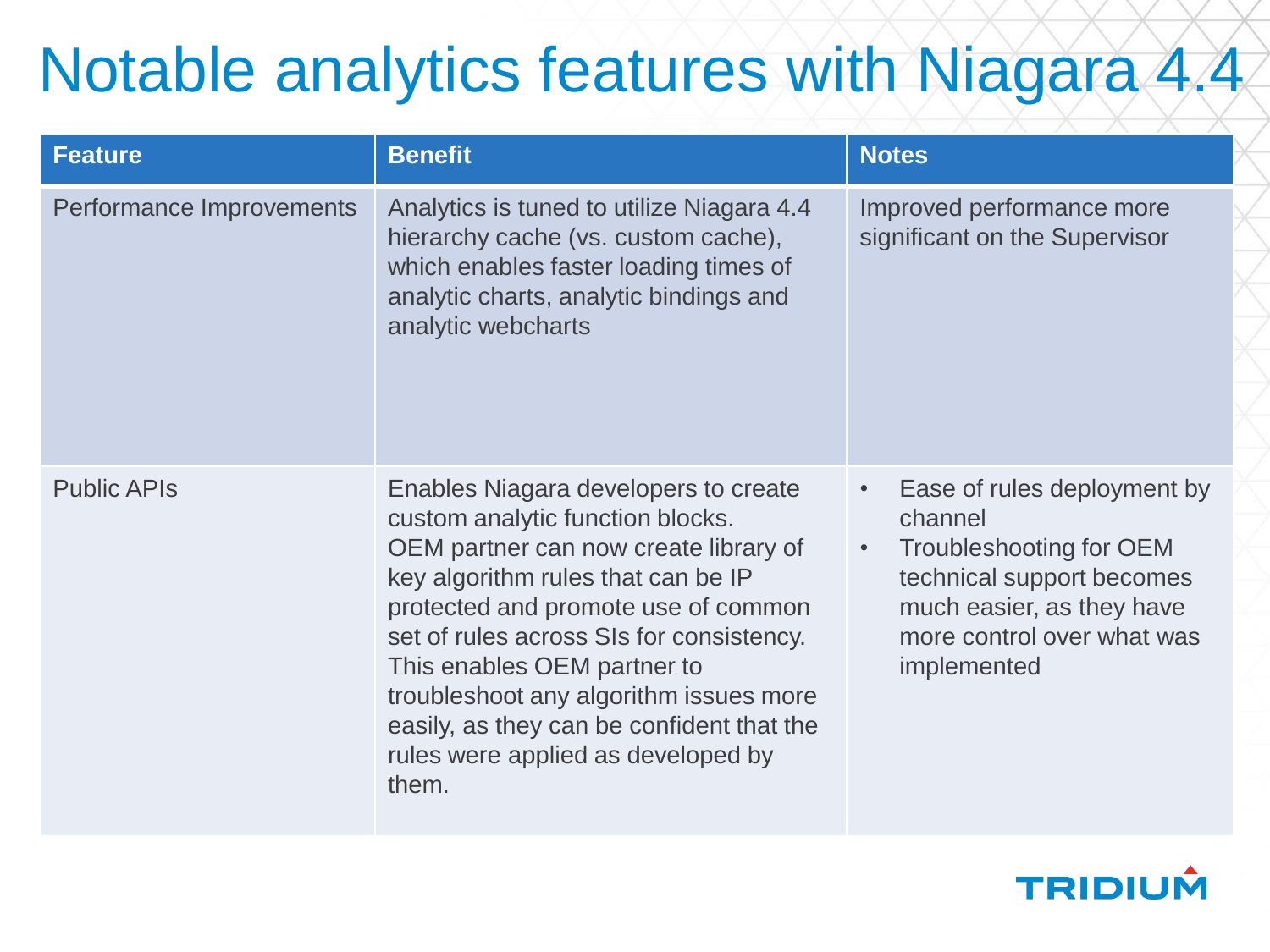# Notable analytics features with Niagara 4.4

| Feature | Benefit | Notes |
|---|---|---|
| Performance Improvements | Analytics is tuned to utilize Niagara 4.4 hierarchy cache (vs. custom cache), which enables faster loading times of analytic charts, analytic bindings and analytic webcharts | Improved performance more significant on the Supervisor |
| Public APIs | Enables Niagara developers to create custom analytic function blocks. OEM partner can now create library of key algorithm rules that can be IP protected and promote use of common set of rules across SIs for consistency. This enables OEM partner to troubleshoot any algorithm issues more easily, as they can be confident that the rules were applied as developed by them. | • Ease of rules deployment by channel<br>• Troubleshooting for OEM technical support becomes much easier, as they have more control over what was implemented |

TRIDIUM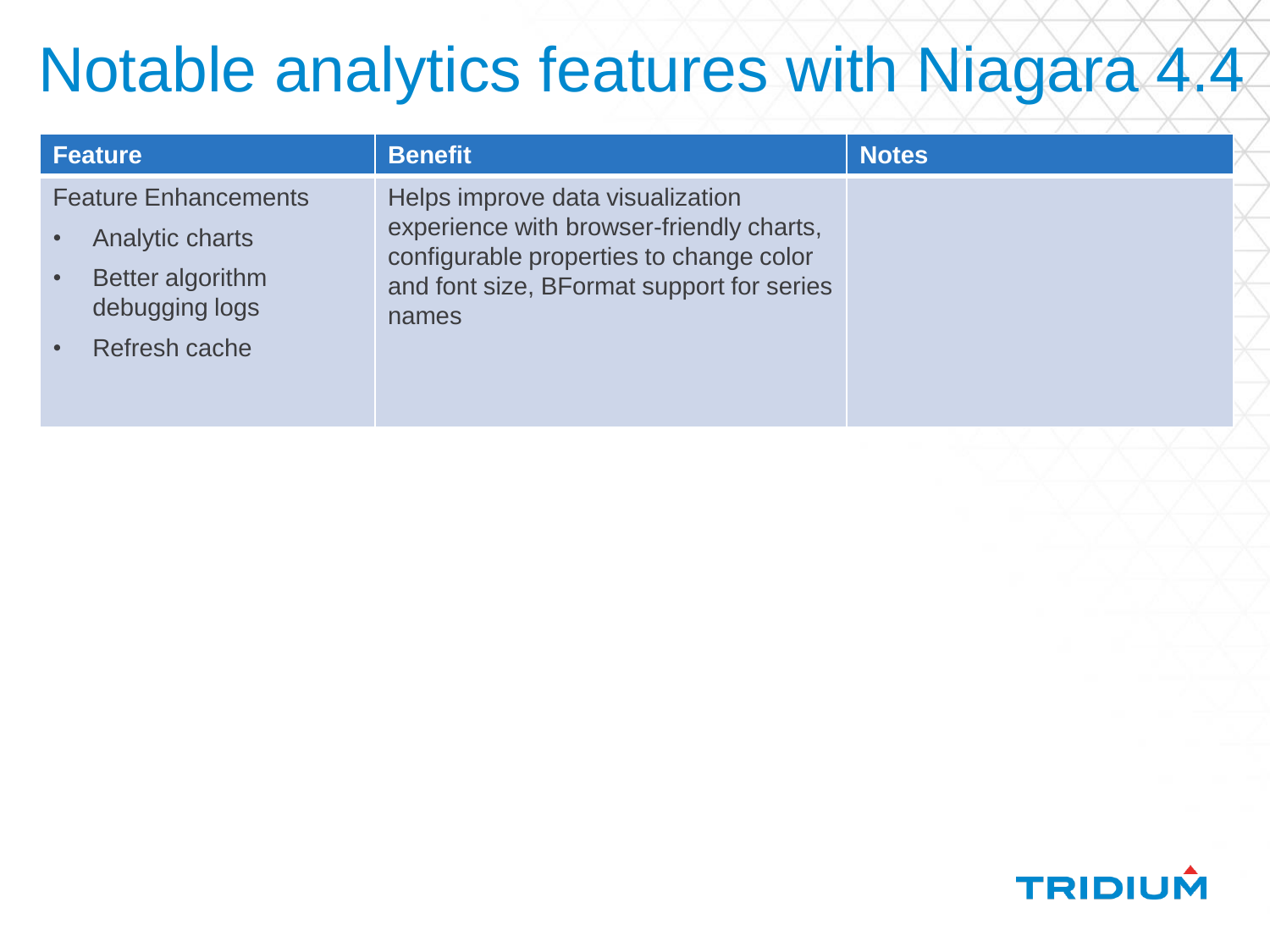# Notable analytics features with Niagara 4.4

| Feature | Benefit | Notes |
|---|---|---|
| Feature Enhancements<br>• Analytic charts<br>• Better algorithm debugging logs<br>• Refresh cache | Helps improve data visualization experience with browser-friendly charts, configurable properties to change color and font size, BFormat support for series names | |